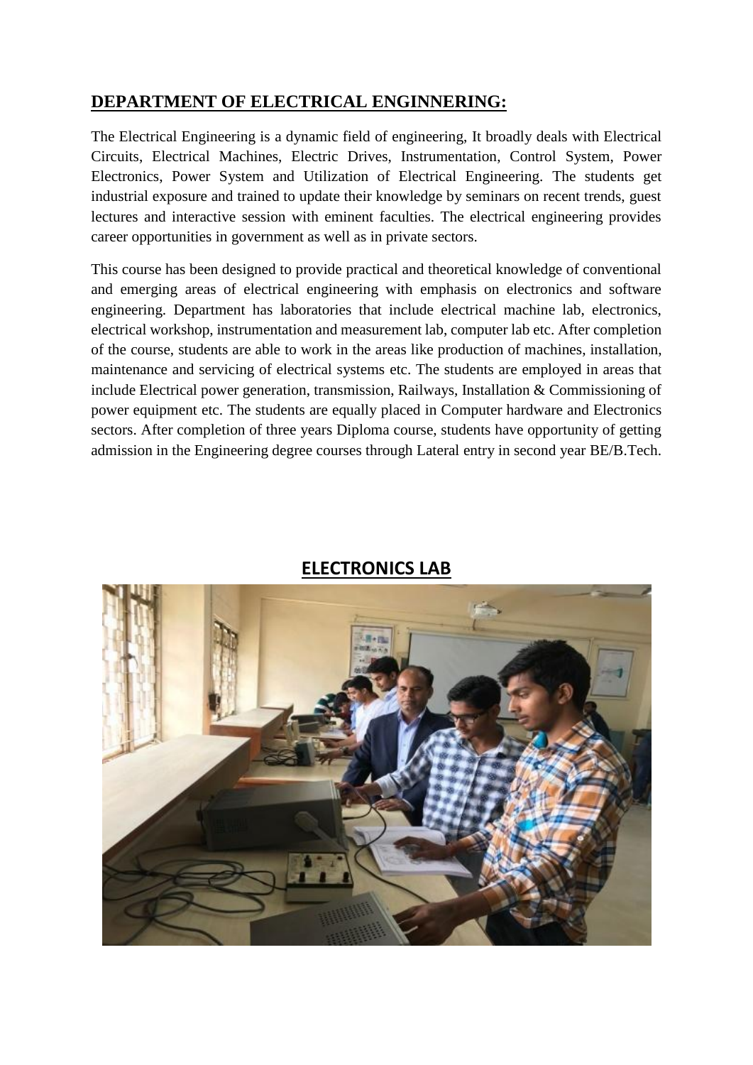## DEPARTMENT OF ELECTRICAL ENGINNERING:

The Electrical Engineering is a dynamic field of engineering, It broadly deals with Electrical Circuits, Electrical Machines, Electric Drives, Instrumentation, Control System, Power Electronics, Power System and Utilization of Electrical Engineering. The students get industrial exposure and trained to update their knowledge by seminars on recent trends, guest lectures and interactive session with eminent faculties. The electrical engineering provides career opportunities in government as well as in private sectors.

This course has been designed to provide practical and theoretical knowledge of conventional and emerging areas of electrical engineering with emphasis on electronics and software engineering. Department has laboratories that include electrical machine lab, electronics, electrical workshop, instrumentation and measurement lab, computer lab etc. After completion of the course, students are able to work in the areas like production of machines, installation, maintenance and servicing of electrical systems etc. The students are employed in areas that include Electrical power generation, transmission, Railways, Installation & Commissioning of power equipment etc. The students are equally placed in Computer hardware and Electronics sectors. After completion of three years Diploma course, students have opportunity of getting admission in the Engineering degree courses through Lateral entry in second year BE/B.Tech.

## ELECTRONICS LAB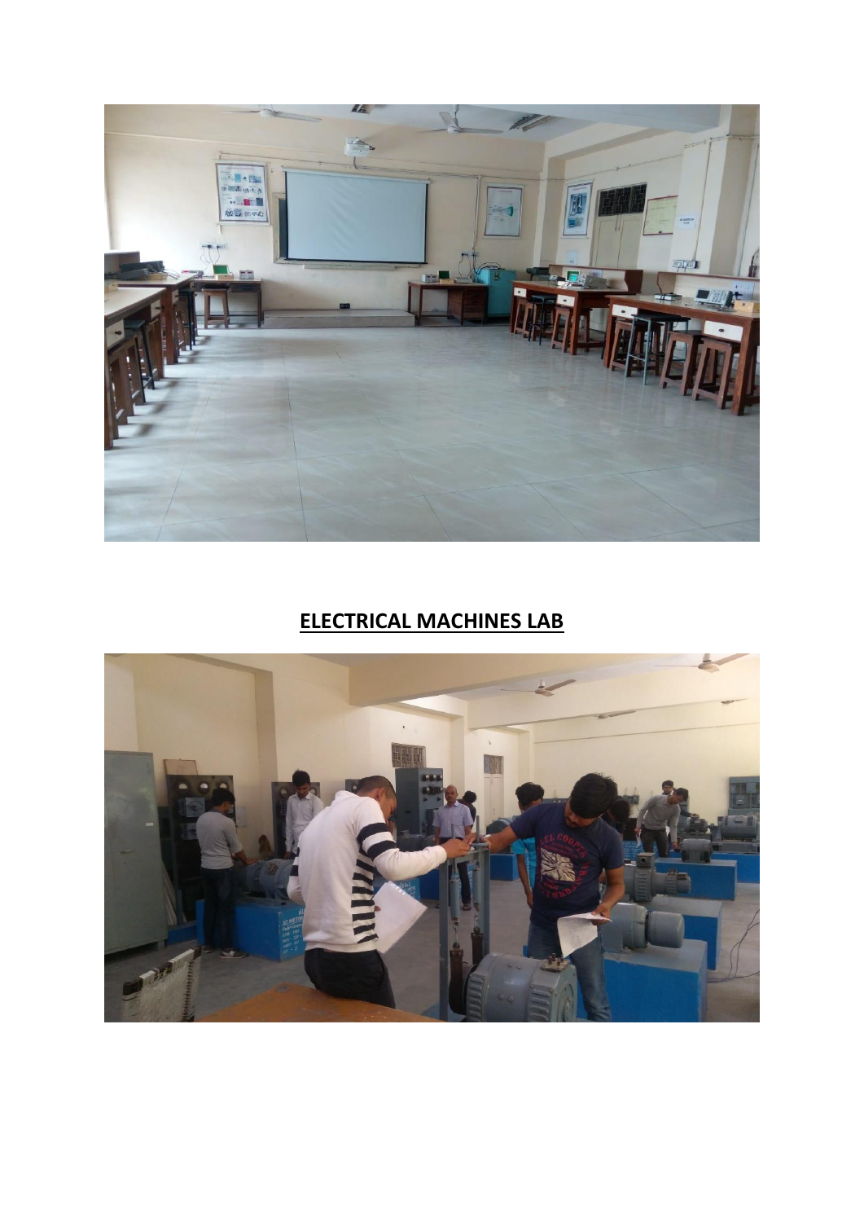**ELECTRICAL MACHINES LAB**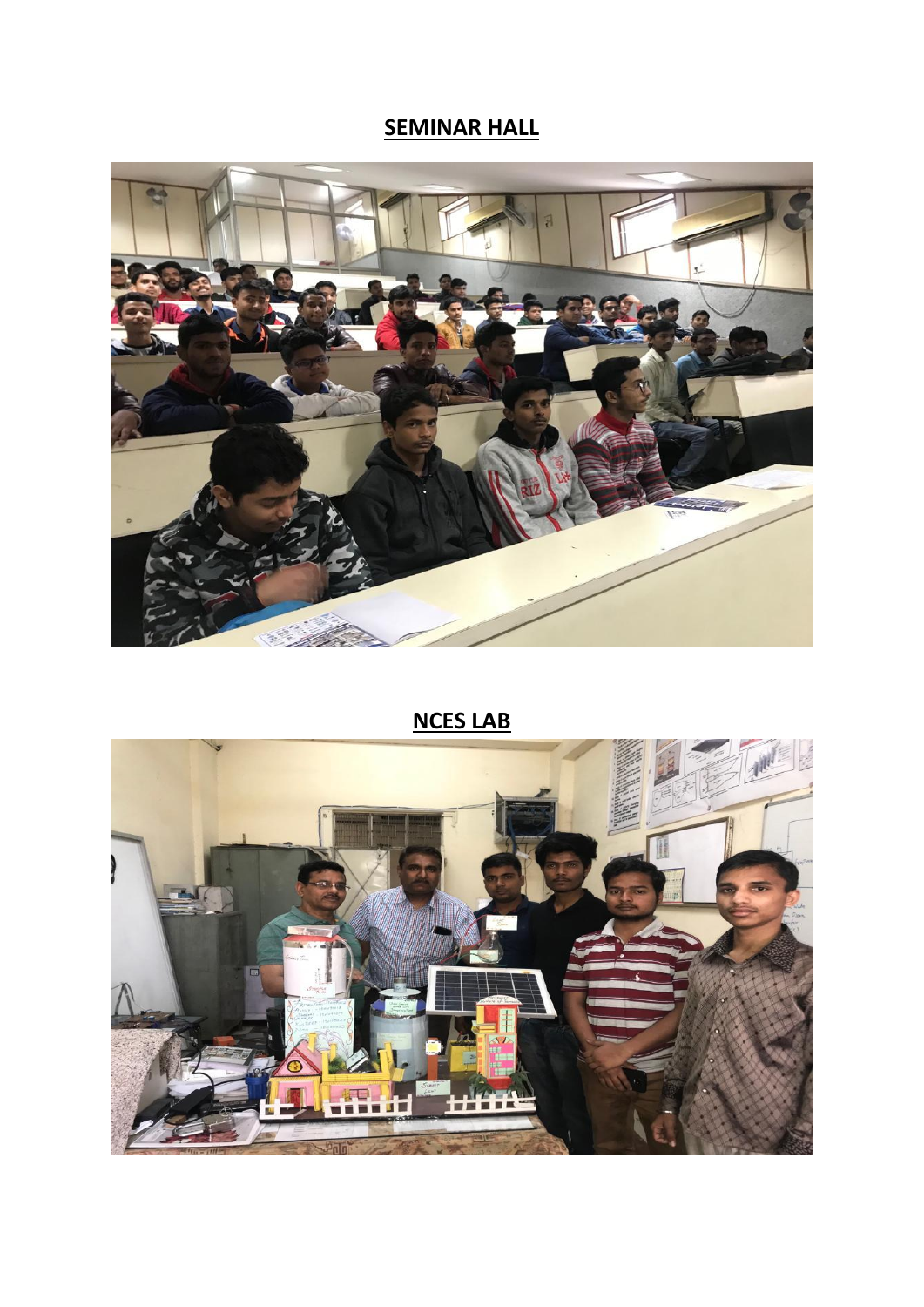**SEMINAR HALL**

**NCES LAB**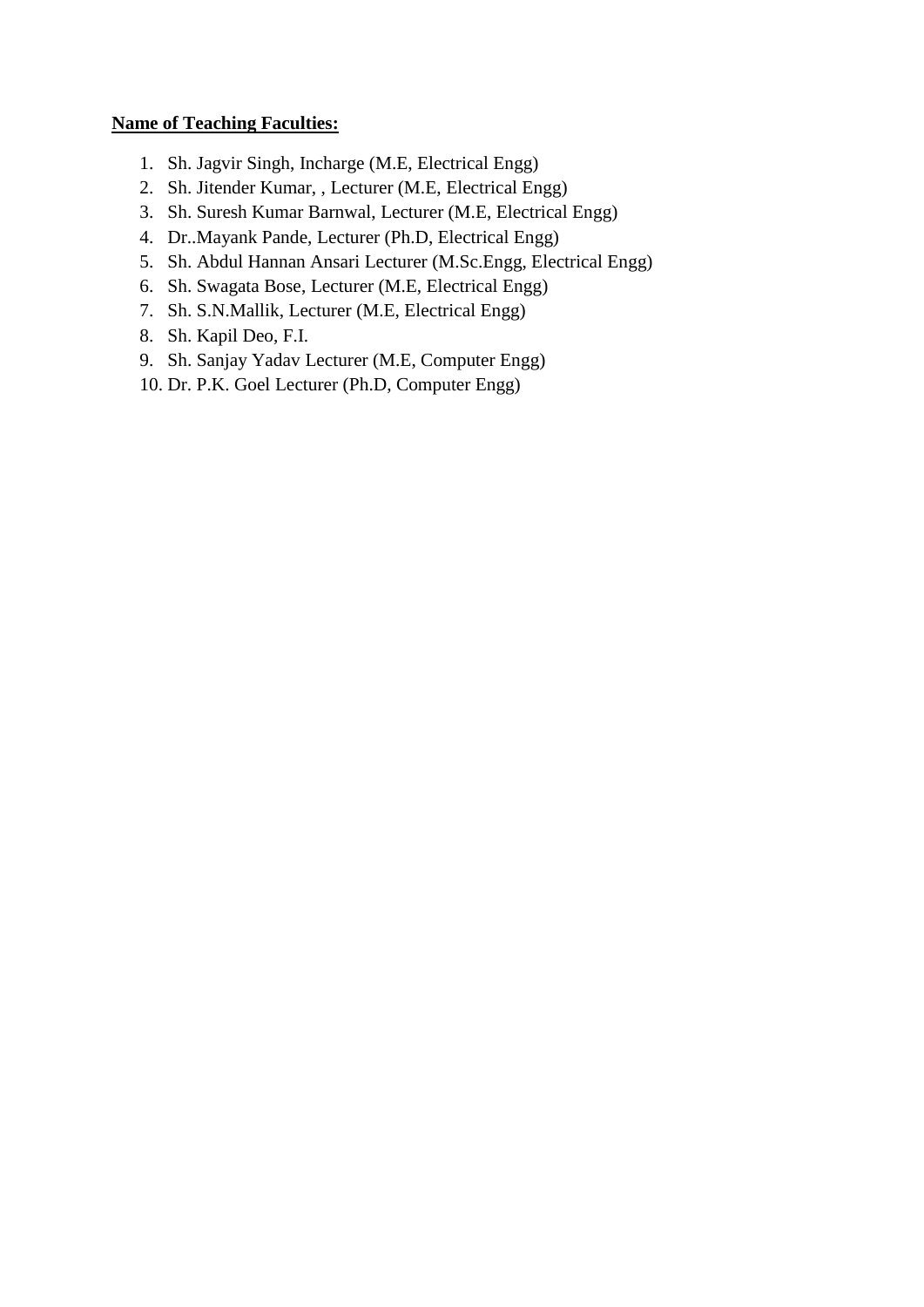**Name of Teaching Faculties:**

1. Sh. Jagvir Singh, Incharge (M.E, Electrical Engg)
2. Sh. Jitender Kumar, , Lecturer (M.E, Electrical Engg)
3. Sh. Suresh Kumar Barnwal, Lecturer (M.E, Electrical Engg)
4. Dr..Mayank Pande, Lecturer (Ph.D, Electrical Engg)
5. Sh. Abdul Hannan Ansari Lecturer (M.Sc.Engg, Electrical Engg)
6. Sh. Swagata Bose, Lecturer (M.E, Electrical Engg)
7. Sh. S.N.Mallik, Lecturer (M.E, Electrical Engg)
8. Sh. Kapil Deo, F.I.
9. Sh. Sanjay Yadav Lecturer (M.E, Computer Engg)
10. Dr. P.K. Goel Lecturer (Ph.D, Computer Engg)